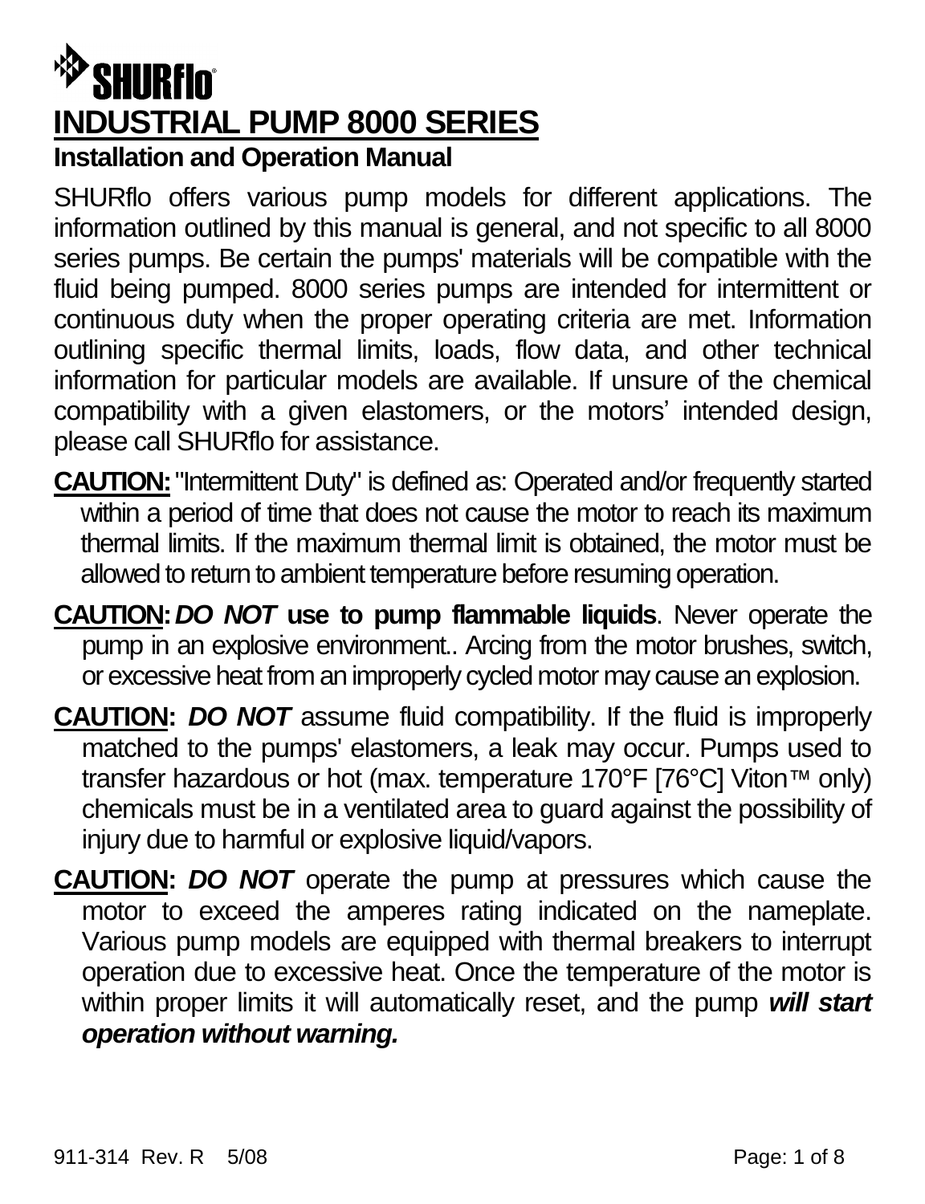SHURflo

# INDUSTRIAL PUMP 8000 SERIES

## Installation and Operation Manual

SHURflo offers various pump models for different applications. The information outlined by this manual is general, and not specific to all 8000 series pumps. Be certain the pumps' materials will be compatible with the fluid being pumped. 8000 series pumps are intended for intermittent or continuous duty when the proper operating criteria are met. Information outlining specific thermal limits, loads, flow data, and other technical information for particular models are available. If unsure of the chemical compatibility with a given elastomers, or the motors' intended design, please call SHURflo for assistance.

**CAUTION:** "Intermittent Duty" is defined as: Operated and/or frequently started within a period of time that does not cause the motor to reach its maximum thermal limits. If the maximum thermal limit is obtained, the motor must be allowed to return to ambient temperature before resuming operation.

**CAUTION:** ***DO NOT*** **use to pump flammable liquids**. Never operate the pump in an explosive environment.. Arcing from the motor brushes, switch, or excessive heat from an improperly cycled motor may cause an explosion.

**CAUTION:** ***DO NOT*** assume fluid compatibility. If the fluid is improperly matched to the pumps' elastomers, a leak may occur. Pumps used to transfer hazardous or hot (max. temperature 170°F [76°C] Viton™ only) chemicals must be in a ventilated area to guard against the possibility of injury due to harmful or explosive liquid/vapors.

**CAUTION:** ***DO NOT*** operate the pump at pressures which cause the motor to exceed the amperes rating indicated on the nameplate. Various pump models are equipped with thermal breakers to interrupt operation due to excessive heat. Once the temperature of the motor is within proper limits it will automatically reset, and the pump ***will start operation without warning.***

911-314 Rev. R 5/08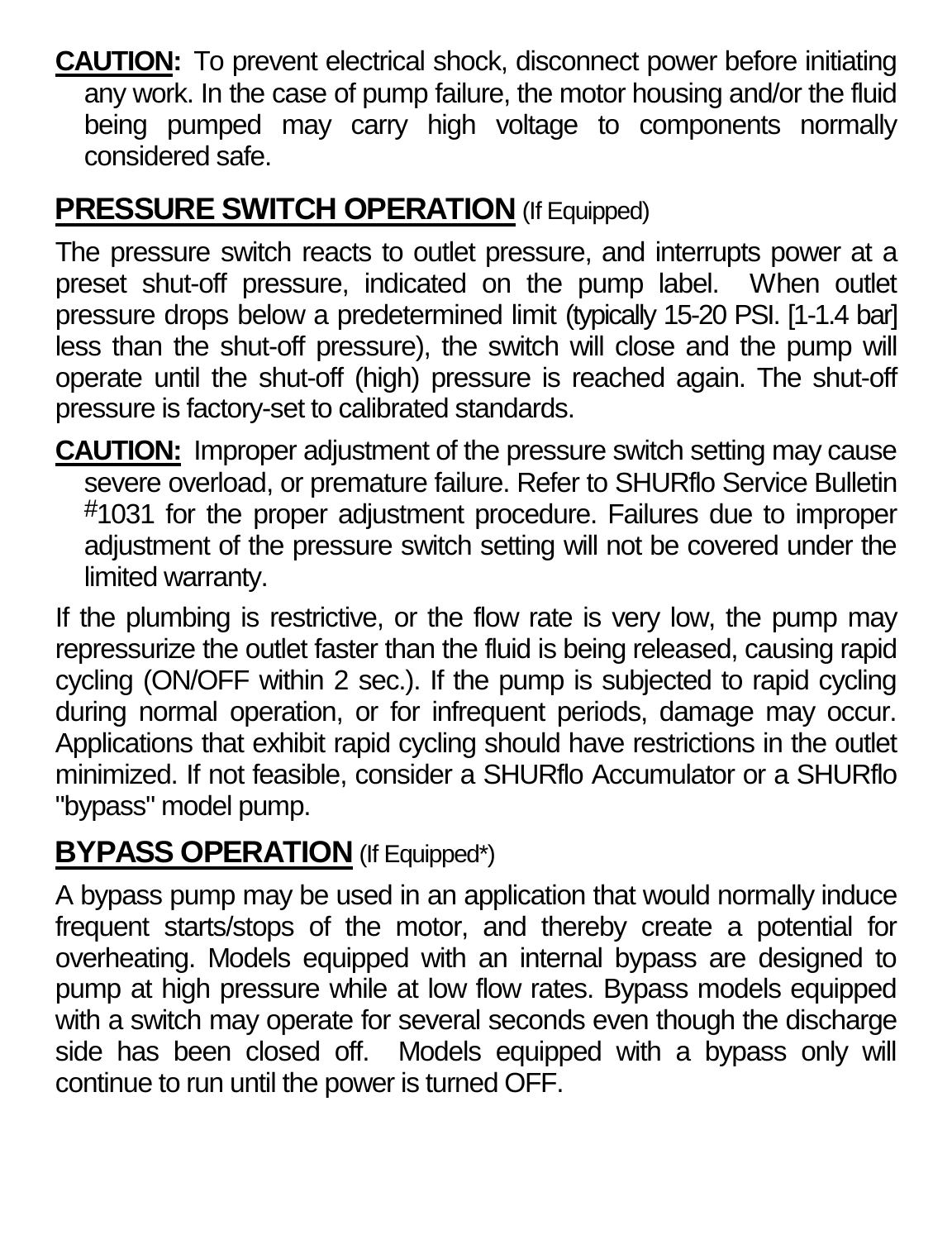**CAUTION:** To prevent electrical shock, disconnect power before initiating any work. In the case of pump failure, the motor housing and/or the fluid being pumped may carry high voltage to components normally considered safe.

## PRESSURE SWITCH OPERATION (If Equipped)

The pressure switch reacts to outlet pressure, and interrupts power at a preset shut-off pressure, indicated on the pump label. When outlet pressure drops below a predetermined limit (typically 15-20 PSI. [1-1.4 bar] less than the shut-off pressure), the switch will close and the pump will operate until the shut-off (high) pressure is reached again. The shut-off pressure is factory-set to calibrated standards.

**CAUTION:** Improper adjustment of the pressure switch setting may cause severe overload, or premature failure. Refer to SHURflo Service Bulletin #1031 for the proper adjustment procedure. Failures due to improper adjustment of the pressure switch setting will not be covered under the limited warranty.

If the plumbing is restrictive, or the flow rate is very low, the pump may repressurize the outlet faster than the fluid is being released, causing rapid cycling (ON/OFF within 2 sec.). If the pump is subjected to rapid cycling during normal operation, or for infrequent periods, damage may occur. Applications that exhibit rapid cycling should have restrictions in the outlet minimized. If not feasible, consider a SHURflo Accumulator or a SHURflo "bypass" model pump.

## BYPASS OPERATION (If Equipped*)

A bypass pump may be used in an application that would normally induce frequent starts/stops of the motor, and thereby create a potential for overheating. Models equipped with an internal bypass are designed to pump at high pressure while at low flow rates. Bypass models equipped with a switch may operate for several seconds even though the discharge side has been closed off. Models equipped with a bypass only will continue to run until the power is turned OFF.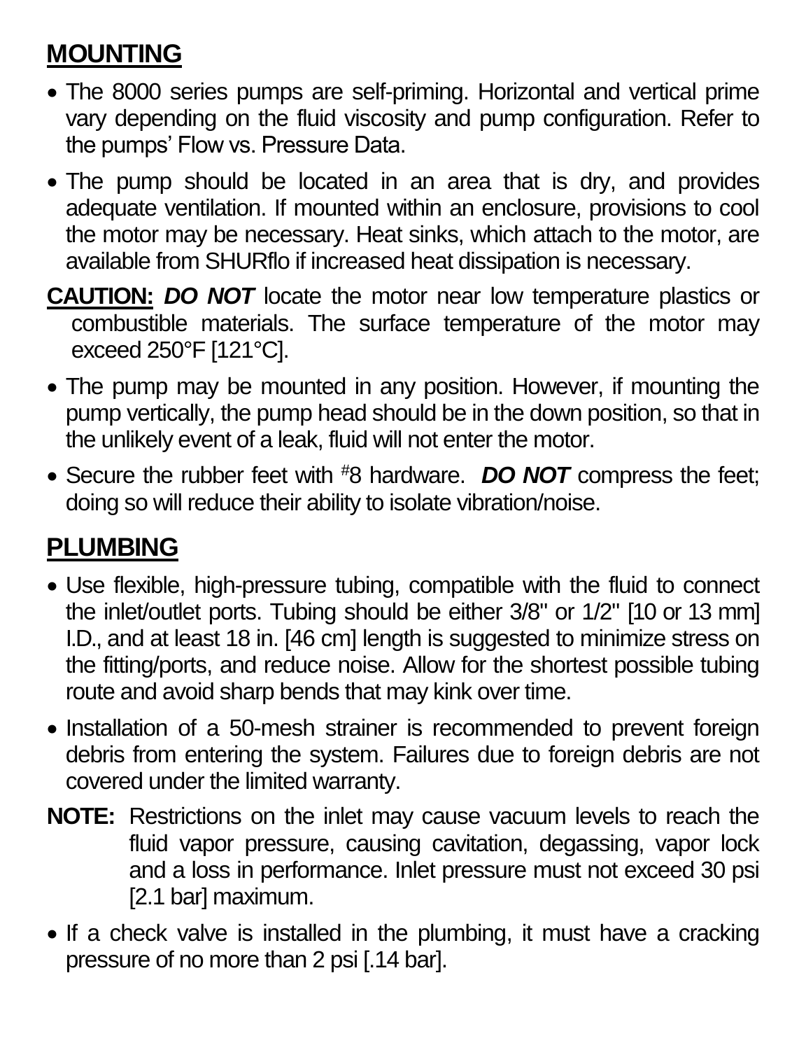## MOUNTING

- The 8000 series pumps are self-priming. Horizontal and vertical prime vary depending on the fluid viscosity and pump configuration. Refer to the pumps' Flow vs. Pressure Data.
- The pump should be located in an area that is dry, and provides adequate ventilation. If mounted within an enclosure, provisions to cool the motor may be necessary. Heat sinks, which attach to the motor, are available from SHURflo if increased heat dissipation is necessary.

**CAUTION:** ***DO NOT*** locate the motor near low temperature plastics or combustible materials. The surface temperature of the motor may exceed 250°F [121°C].

- The pump may be mounted in any position. However, if mounting the pump vertically, the pump head should be in the down position, so that in the unlikely event of a leak, fluid will not enter the motor.
- Secure the rubber feet with #8 hardware. ***DO NOT*** compress the feet; doing so will reduce their ability to isolate vibration/noise.

## PLUMBING

- Use flexible, high-pressure tubing, compatible with the fluid to connect the inlet/outlet ports. Tubing should be either 3/8" or 1/2" [10 or 13 mm] I.D., and at least 18 in. [46 cm] length is suggested to minimize stress on the fitting/ports, and reduce noise. Allow for the shortest possible tubing route and avoid sharp bends that may kink over time.
- Installation of a 50-mesh strainer is recommended to prevent foreign debris from entering the system. Failures due to foreign debris are not covered under the limited warranty.

**NOTE:** Restrictions on the inlet may cause vacuum levels to reach the fluid vapor pressure, causing cavitation, degassing, vapor lock and a loss in performance. Inlet pressure must not exceed 30 psi [2.1 bar] maximum.

- If a check valve is installed in the plumbing, it must have a cracking pressure of no more than 2 psi [.14 bar].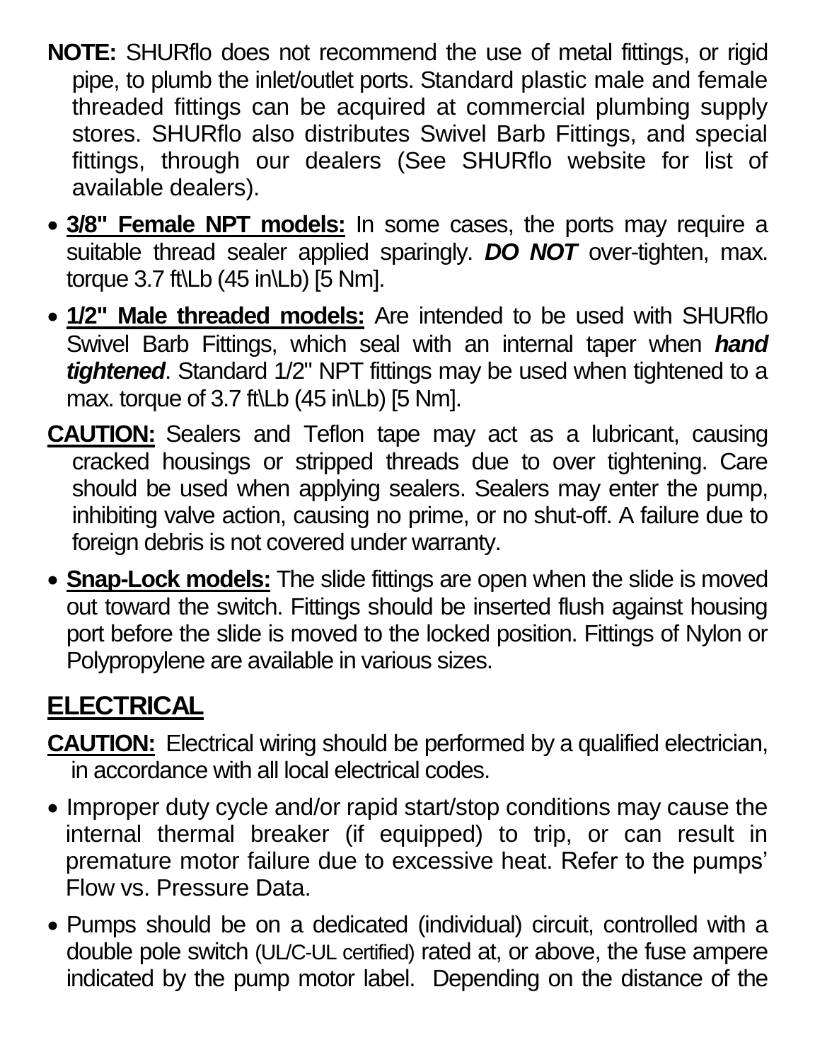**NOTE:** SHURflo does not recommend the use of metal fittings, or rigid pipe, to plumb the inlet/outlet ports. Standard plastic male and female threaded fittings can be acquired at commercial plumbing supply stores. SHURflo also distributes Swivel Barb Fittings, and special fittings, through our dealers (See SHURflo website for list of available dealers).

- **3/8" Female NPT models:** In some cases, the ports may require a suitable thread sealer applied sparingly. ***DO NOT*** over-tighten, max. torque 3.7 ft\Lb (45 in\Lb) [5 Nm].
- **1/2" Male threaded models:** Are intended to be used with SHURflo Swivel Barb Fittings, which seal with an internal taper when ***hand tightened***. Standard 1/2" NPT fittings may be used when tightened to a max. torque of 3.7 ft\Lb (45 in\Lb) [5 Nm].

**CAUTION:** Sealers and Teflon tape may act as a lubricant, causing cracked housings or stripped threads due to over tightening. Care should be used when applying sealers. Sealers may enter the pump, inhibiting valve action, causing no prime, or no shut-off. A failure due to foreign debris is not covered under warranty.

- **Snap-Lock models:** The slide fittings are open when the slide is moved out toward the switch. Fittings should be inserted flush against housing port before the slide is moved to the locked position. Fittings of Nylon or Polypropylene are available in various sizes.

## ELECTRICAL

**CAUTION:** Electrical wiring should be performed by a qualified electrician, in accordance with all local electrical codes.

- Improper duty cycle and/or rapid start/stop conditions may cause the internal thermal breaker (if equipped) to trip, or can result in premature motor failure due to excessive heat. Refer to the pumps' Flow vs. Pressure Data.
- Pumps should be on a dedicated (individual) circuit, controlled with a double pole switch (UL/C-UL certified) rated at, or above, the fuse ampere indicated by the pump motor label. Depending on the distance of the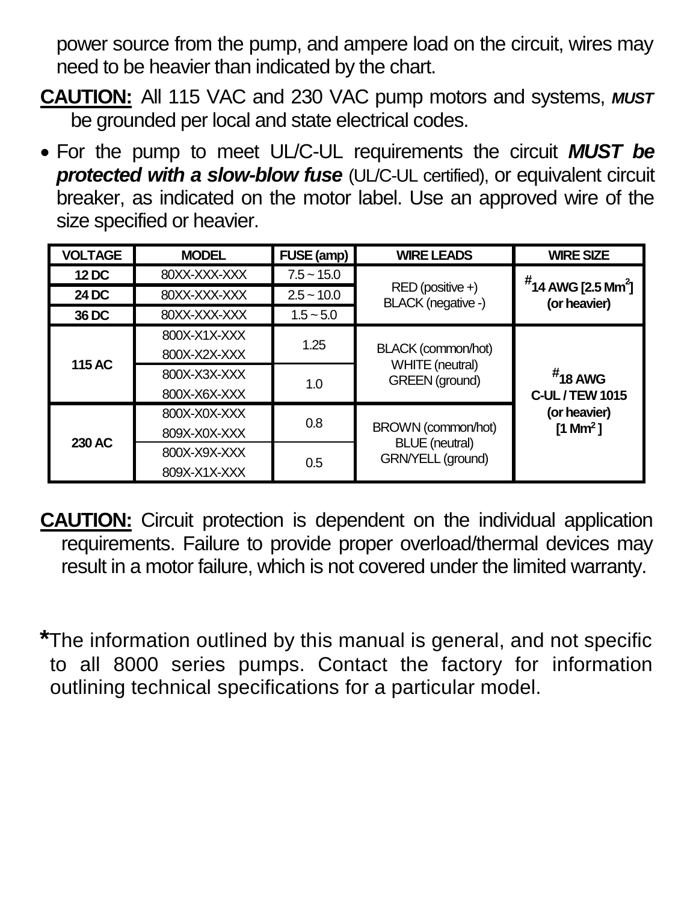power source from the pump, and ampere load on the circuit, wires may need to be heavier than indicated by the chart.

**CAUTION:** All 115 VAC and 230 VAC pump motors and systems, ***MUST*** be grounded per local and state electrical codes.

- For the pump to meet UL/C-UL requirements the circuit ***MUST be protected with a slow-blow fuse*** (UL/C-UL certified), or equivalent circuit breaker, as indicated on the motor label. Use an approved wire of the size specified or heavier.

| VOLTAGE | MODEL | FUSE (amp) | WIRE LEADS | WIRE SIZE |
|---|---|---|---|---|
| **12 DC** | 80XX-XXX-XXX | 7.5 ~ 15.0 | RED (positive +) BLACK (negative -) | **#14 AWG [2.5 Mm$^2$] (or heavier)** |
| **24 DC** | 80XX-XXX-XXX | 2.5 ~ 10.0 | | |
| **36 DC** | 80XX-XXX-XXX | 1.5 ~ 5.0 | | |
| **115 AC** | 800X-X1X-XXX 800X-X2X-XXX | 1.25 | BLACK (common/hot) WHITE (neutral) GREEN (ground) | **#18 AWG C-UL / TEW 1015 (or heavier) [1 Mm$^2$ ]** |
| | 800X-X3X-XXX 800X-X6X-XXX | 1.0 | | |
| **230 AC** | 800X-X0X-XXX 809X-X0X-XXX | 0.8 | BROWN (common/hot) BLUE (neutral) GRN/YELL (ground) | |
| | 800X-X9X-XXX 809X-X1X-XXX | 0.5 | | |

**CAUTION:** Circuit protection is dependent on the individual application requirements. Failure to provide proper overload/thermal devices may result in a motor failure, which is not covered under the limited warranty.

*The information outlined by this manual is general, and not specific to all 8000 series pumps. Contact the factory for information outlining technical specifications for a particular model.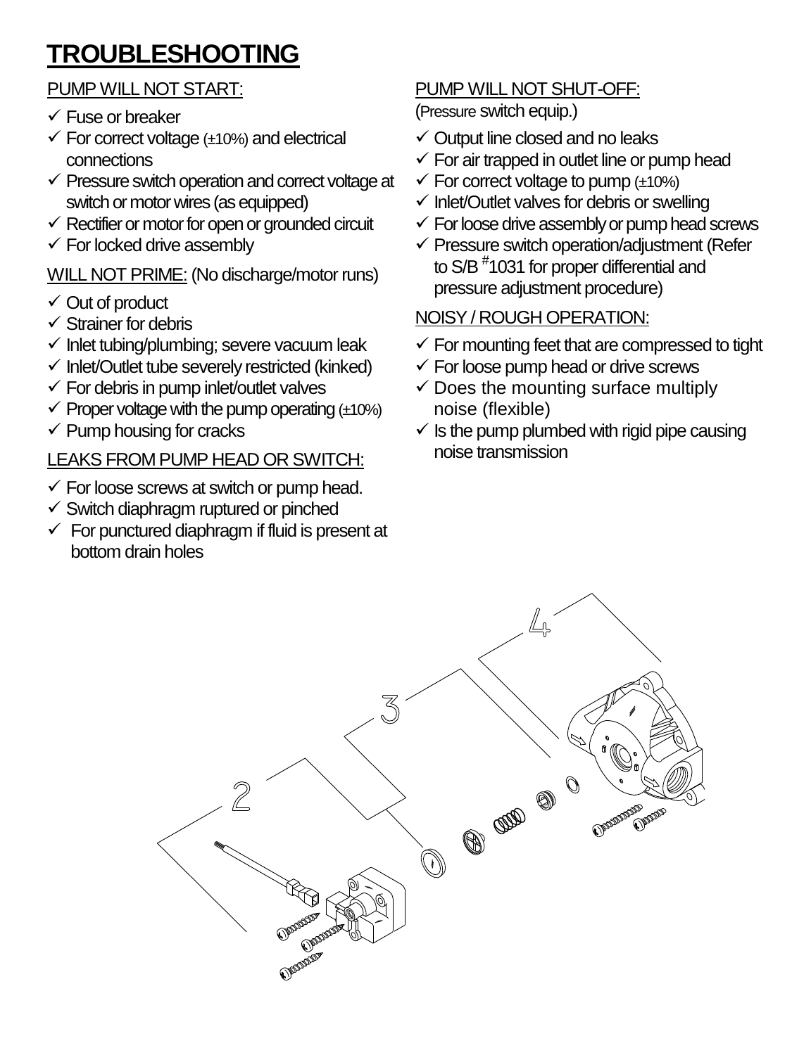# TROUBLESHOOTING

PUMP WILL NOT START:

- ✓ Fuse or breaker
- ✓ For correct voltage (±10%) and electrical connections
- ✓ Pressure switch operation and correct voltage at switch or motor wires (as equipped)
- ✓ Rectifier or motor for open or grounded circuit
- ✓ For locked drive assembly

WILL NOT PRIME: (No discharge/motor runs)

- ✓ Out of product
- ✓ Strainer for debris
- ✓ Inlet tubing/plumbing; severe vacuum leak
- ✓ Inlet/Outlet tube severely restricted (kinked)
- ✓ For debris in pump inlet/outlet valves
- ✓ Proper voltage with the pump operating (±10%)
- ✓ Pump housing for cracks

LEAKS FROM PUMP HEAD OR SWITCH:

- ✓ For loose screws at switch or pump head.
- ✓ Switch diaphragm ruptured or pinched
- ✓ For punctured diaphragm if fluid is present at bottom drain holes

PUMP WILL NOT SHUT-OFF:

(Pressure switch equip.)

- ✓ Output line closed and no leaks
- ✓ For air trapped in outlet line or pump head
- ✓ For correct voltage to pump (±10%)
- ✓ Inlet/Outlet valves for debris or swelling
- ✓ For loose drive assembly or pump head screws
- ✓ Pressure switch operation/adjustment (Refer to S/B #1031 for proper differential and pressure adjustment procedure)

NOISY / ROUGH OPERATION:

- ✓ For mounting feet that are compressed to tight
- ✓ For loose pump head or drive screws
- ✓ Does the mounting surface multiply noise (flexible)
- ✓ Is the pump plumbed with rigid pipe causing noise transmission

2

3

4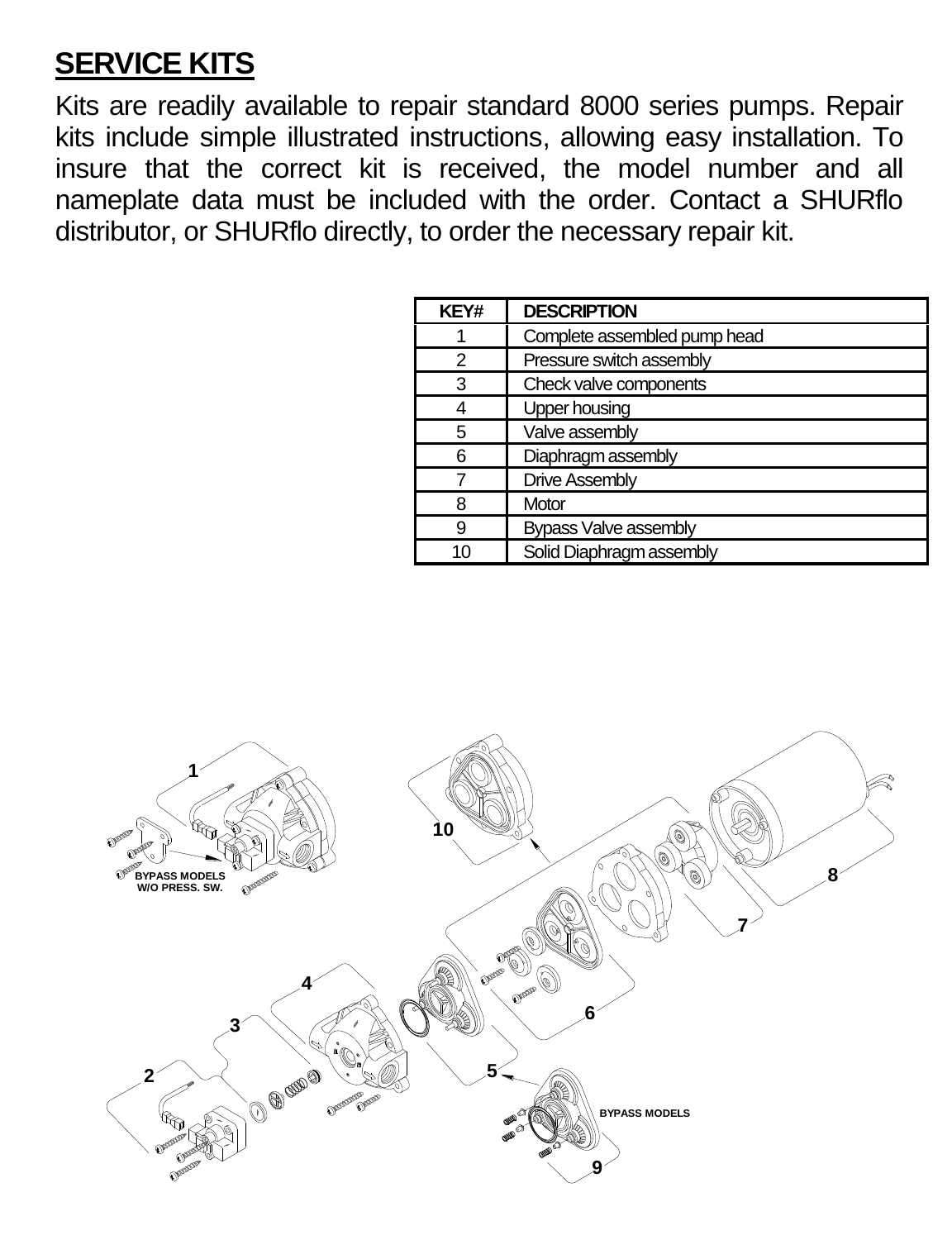## SERVICE KITS

Kits are readily available to repair standard 8000 series pumps. Repair kits include simple illustrated instructions, allowing easy installation. To insure that the correct kit is received, the model number and all nameplate data must be included with the order. Contact a SHURflo distributor, or SHURflo directly, to order the necessary repair kit.

| KEY# | DESCRIPTION |
|---|---|
| 1 | Complete assembled pump head |
| 2 | Pressure switch assembly |
| 3 | Check valve components |
| 4 | Upper housing |
| 5 | Valve assembly |
| 6 | Diaphragm assembly |
| 7 | Drive Assembly |
| 8 | Motor |
| 9 | Bypass Valve assembly |
| 10 | Solid Diaphragm assembly |

1 BYPASS MODELS W/O PRESS. SW.

10

8

7

6

4

3

2

5

BYPASS MODELS

9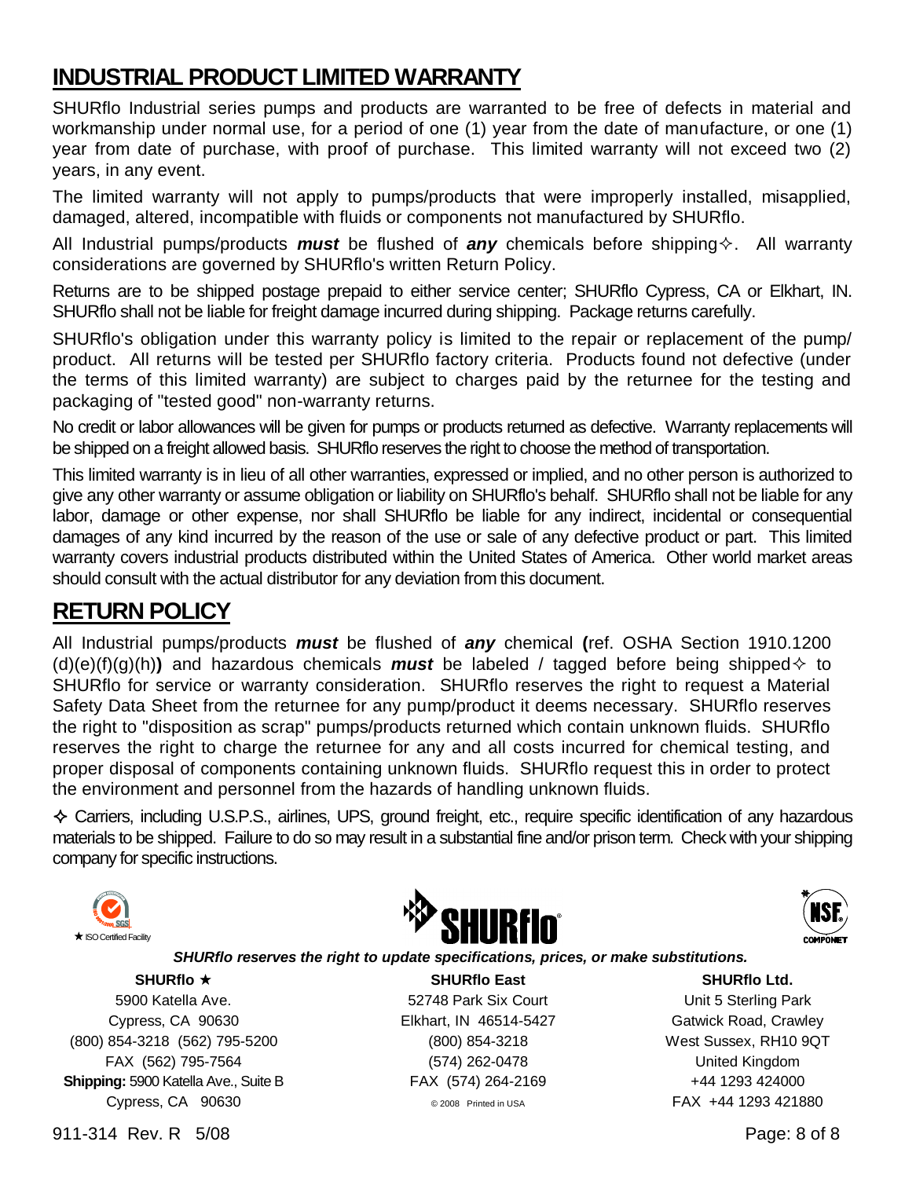# INDUSTRIAL PRODUCT LIMITED WARRANTY

SHURflo Industrial series pumps and products are warranted to be free of defects in material and workmanship under normal use, for a period of one (1) year from the date of manufacture, or one (1) year from date of purchase, with proof of purchase. This limited warranty will not exceed two (2) years, in any event.

The limited warranty will not apply to pumps/products that were improperly installed, misapplied, damaged, altered, incompatible with fluids or components not manufactured by SHURflo.

All Industrial pumps/products ***must*** be flushed of ***any*** chemicals before shipping✧. All warranty considerations are governed by SHURflo's written Return Policy.

Returns are to be shipped postage prepaid to either service center; SHURflo Cypress, CA or Elkhart, IN. SHURflo shall not be liable for freight damage incurred during shipping. Package returns carefully.

SHURflo's obligation under this warranty policy is limited to the repair or replacement of the pump/ product. All returns will be tested per SHURflo factory criteria. Products found not defective (under the terms of this limited warranty) are subject to charges paid by the returnee for the testing and packaging of "tested good" non-warranty returns.

No credit or labor allowances will be given for pumps or products returned as defective. Warranty replacements will be shipped on a freight allowed basis. SHURflo reserves the right to choose the method of transportation.

This limited warranty is in lieu of all other warranties, expressed or implied, and no other person is authorized to give any other warranty or assume obligation or liability on SHURflo's behalf. SHURflo shall not be liable for any labor, damage or other expense, nor shall SHURflo be liable for any indirect, incidental or consequential damages of any kind incurred by the reason of the use or sale of any defective product or part. This limited warranty covers industrial products distributed within the United States of America. Other world market areas should consult with the actual distributor for any deviation from this document.

# RETURN POLICY

All Industrial pumps/products ***must*** be flushed of ***any*** chemical **(**ref. OSHA Section 1910.1200 (d)(e)(f)(g)(h)**)** and hazardous chemicals ***must*** be labeled / tagged before being shipped✧ to SHURflo for service or warranty consideration. SHURflo reserves the right to request a Material Safety Data Sheet from the returnee for any pump/product it deems necessary. SHURflo reserves the right to "disposition as scrap" pumps/products returned which contain unknown fluids. SHURflo reserves the right to charge the returnee for any and all costs incurred for chemical testing, and proper disposal of components containing unknown fluids. SHURflo request this in order to protect the environment and personnel from the hazards of handling unknown fluids.

✧ Carriers, including U.S.P.S., airlines, UPS, ground freight, etc., require specific identification of any hazardous materials to be shipped. Failure to do so may result in a substantial fine and/or prison term. Check with your shipping company for specific instructions.

★ ISO Certified Facility

***SHURflo reserves the right to update specifications, prices, or make substitutions.***

**SHURflo ★**
5900 Katella Ave.
Cypress, CA 90630
(800) 854-3218 (562) 795-5200
FAX (562) 795-7564
**Shipping:** 5900 Katella Ave., Suite B
Cypress, CA 90630

**SHURflo East**
52748 Park Six Court
Elkhart, IN 46514-5427
(800) 854-3218
(574) 262-0478
FAX (574) 264-2169
© 2008 Printed in USA

**SHURflo Ltd.**
Unit 5 Sterling Park
Gatwick Road, Crawley
West Sussex, RH10 9QT
United Kingdom
+44 1293 424000
FAX +44 1293 421880

911-314 Rev. R 5/08